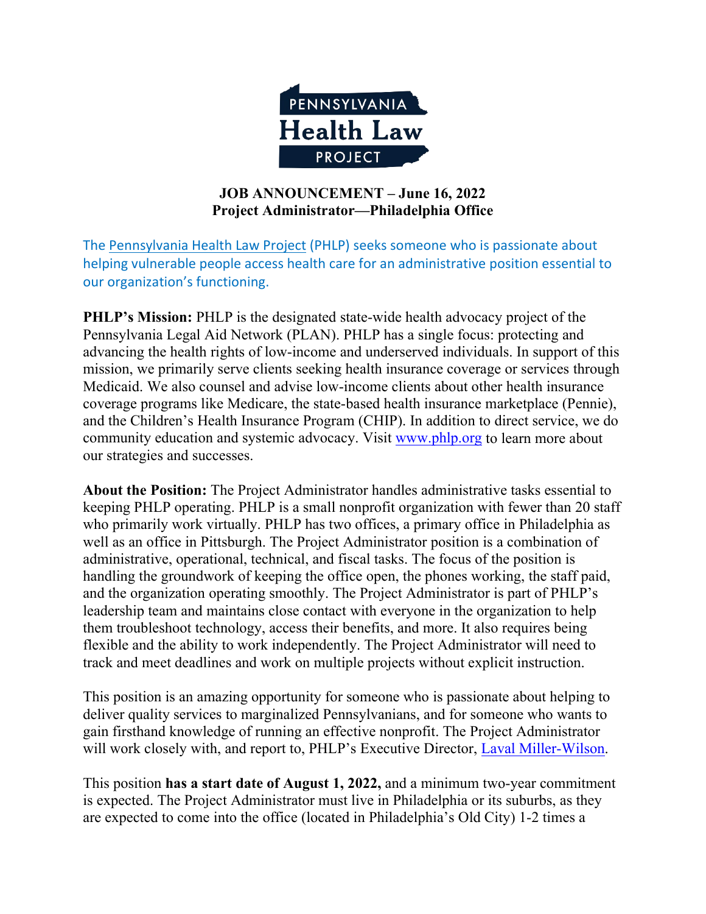# PENNSYLVANIA Health Law PROJECT

## JOB ANNOUNCEMENT – June 16, 2022
## Project Administrator—Philadelphia Office

The [Pennsylvania Health Law Project](https://www.phlp.org) (PHLP) seeks someone who is passionate about helping vulnerable people access health care for an administrative position essential to our organization's functioning.

**PHLP's Mission:** PHLP is the designated state-wide health advocacy project of the Pennsylvania Legal Aid Network (PLAN). PHLP has a single focus: protecting and advancing the health rights of low-income and underserved individuals. In support of this mission, we primarily serve clients seeking health insurance coverage or services through Medicaid. We also counsel and advise low-income clients about other health insurance coverage programs like Medicare, the state-based health insurance marketplace (Pennie), and the Children's Health Insurance Program (CHIP). In addition to direct service, we do community education and systemic advocacy. Visit [www.phlp.org](http://www.phlp.org) to learn more about our strategies and successes.

**About the Position:** The Project Administrator handles administrative tasks essential to keeping PHLP operating. PHLP is a small nonprofit organization with fewer than 20 staff who primarily work virtually. PHLP has two offices, a primary office in Philadelphia as well as an office in Pittsburgh. The Project Administrator position is a combination of administrative, operational, technical, and fiscal tasks. The focus of the position is handling the groundwork of keeping the office open, the phones working, the staff paid, and the organization operating smoothly. The Project Administrator is part of PHLP's leadership team and maintains close contact with everyone in the organization to help them troubleshoot technology, access their benefits, and more. It also requires being flexible and the ability to work independently. The Project Administrator will need to track and meet deadlines and work on multiple projects without explicit instruction.

This position is an amazing opportunity for someone who is passionate about helping to deliver quality services to marginalized Pennsylvanians, and for someone who wants to gain firsthand knowledge of running an effective nonprofit. The Project Administrator will work closely with, and report to, PHLP's Executive Director, Laval Miller-Wilson.

This position **has a start date of August 1, 2022,** and a minimum two-year commitment is expected. The Project Administrator must live in Philadelphia or its suburbs, as they are expected to come into the office (located in Philadelphia's Old City) 1-2 times a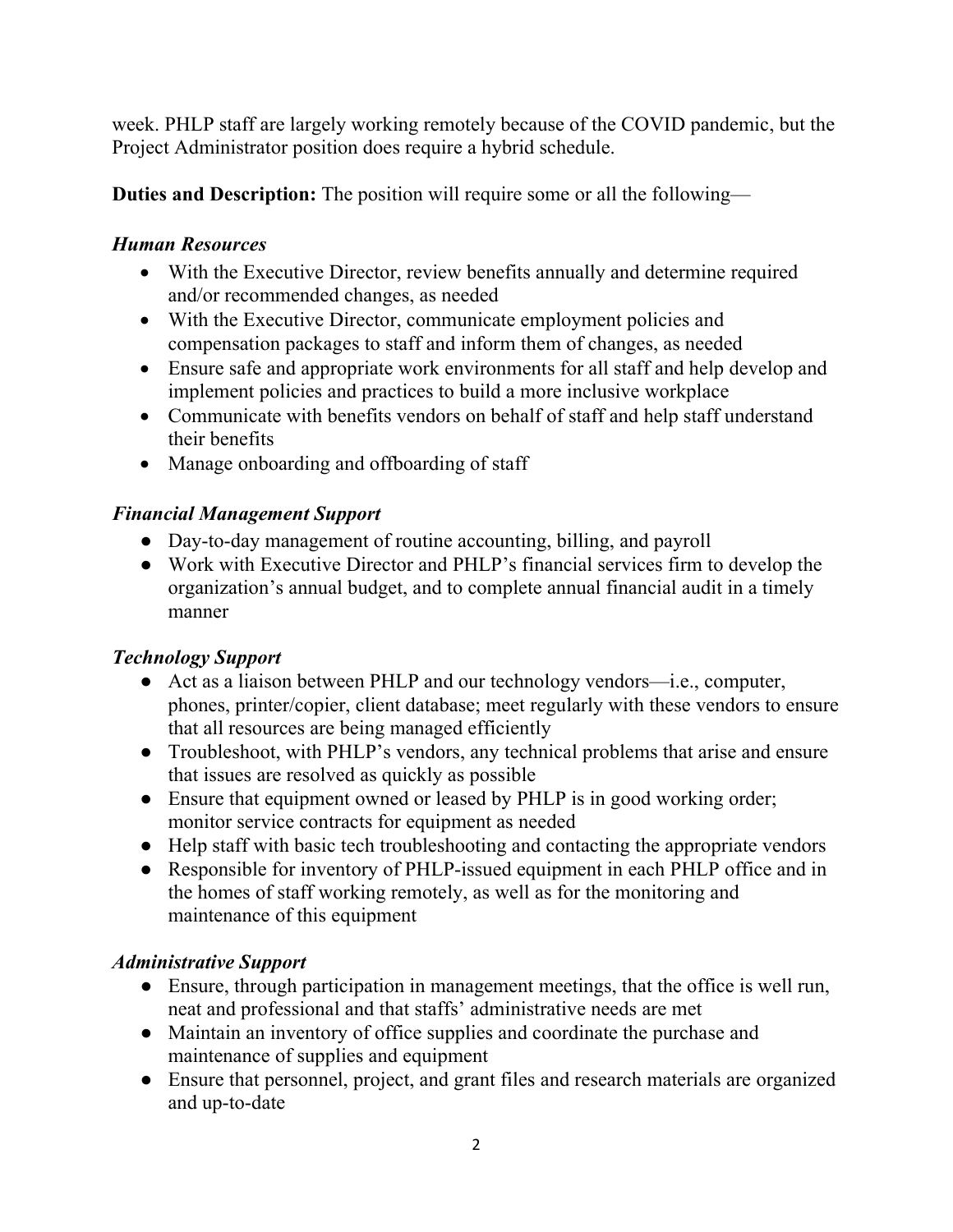week. PHLP staff are largely working remotely because of the COVID pandemic, but the Project Administrator position does require a hybrid schedule.

**Duties and Description:** The position will require some or all the following—

***Human Resources***

- With the Executive Director, review benefits annually and determine required and/or recommended changes, as needed
- With the Executive Director, communicate employment policies and compensation packages to staff and inform them of changes, as needed
- Ensure safe and appropriate work environments for all staff and help develop and implement policies and practices to build a more inclusive workplace
- Communicate with benefits vendors on behalf of staff and help staff understand their benefits
- Manage onboarding and offboarding of staff

***Financial Management Support***

- Day-to-day management of routine accounting, billing, and payroll
- Work with Executive Director and PHLP's financial services firm to develop the organization's annual budget, and to complete annual financial audit in a timely manner

***Technology Support***

- Act as a liaison between PHLP and our technology vendors—i.e., computer, phones, printer/copier, client database; meet regularly with these vendors to ensure that all resources are being managed efficiently
- Troubleshoot, with PHLP's vendors, any technical problems that arise and ensure that issues are resolved as quickly as possible
- Ensure that equipment owned or leased by PHLP is in good working order; monitor service contracts for equipment as needed
- Help staff with basic tech troubleshooting and contacting the appropriate vendors
- Responsible for inventory of PHLP-issued equipment in each PHLP office and in the homes of staff working remotely, as well as for the monitoring and maintenance of this equipment

***Administrative Support***

- Ensure, through participation in management meetings, that the office is well run, neat and professional and that staffs' administrative needs are met
- Maintain an inventory of office supplies and coordinate the purchase and maintenance of supplies and equipment
- Ensure that personnel, project, and grant files and research materials are organized and up-to-date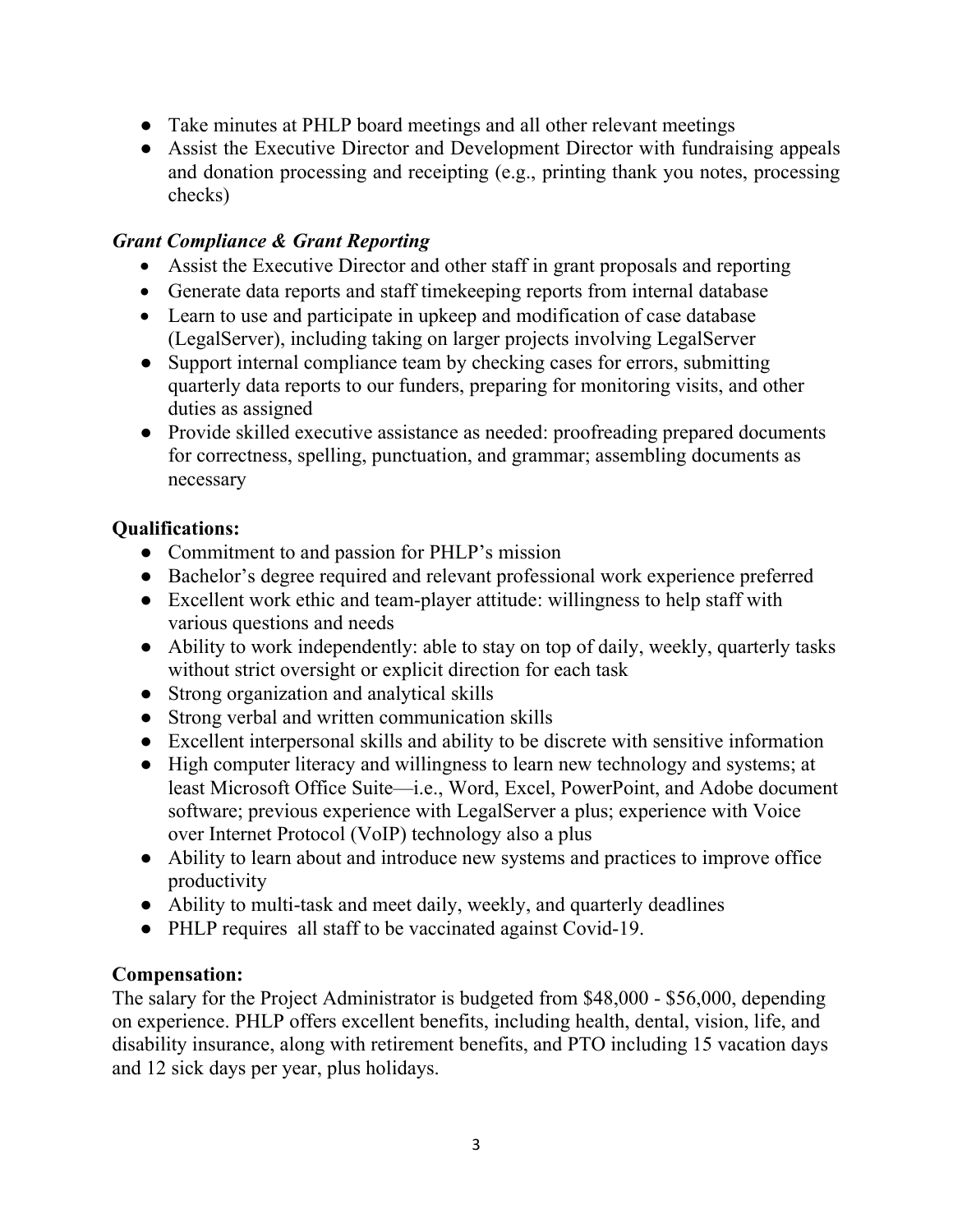- Take minutes at PHLP board meetings and all other relevant meetings
- Assist the Executive Director and Development Director with fundraising appeals and donation processing and receipting (e.g., printing thank you notes, processing checks)

***Grant Compliance & Grant Reporting***

- Assist the Executive Director and other staff in grant proposals and reporting
- Generate data reports and staff timekeeping reports from internal database
- Learn to use and participate in upkeep and modification of case database (LegalServer), including taking on larger projects involving LegalServer
- Support internal compliance team by checking cases for errors, submitting quarterly data reports to our funders, preparing for monitoring visits, and other duties as assigned
- Provide skilled executive assistance as needed: proofreading prepared documents for correctness, spelling, punctuation, and grammar; assembling documents as necessary

**Qualifications:**

- Commitment to and passion for PHLP's mission
- Bachelor's degree required and relevant professional work experience preferred
- Excellent work ethic and team-player attitude: willingness to help staff with various questions and needs
- Ability to work independently: able to stay on top of daily, weekly, quarterly tasks without strict oversight or explicit direction for each task
- Strong organization and analytical skills
- Strong verbal and written communication skills
- Excellent interpersonal skills and ability to be discrete with sensitive information
- High computer literacy and willingness to learn new technology and systems; at least Microsoft Office Suite—i.e., Word, Excel, PowerPoint, and Adobe document software; previous experience with LegalServer a plus; experience with Voice over Internet Protocol (VoIP) technology also a plus
- Ability to learn about and introduce new systems and practices to improve office productivity
- Ability to multi-task and meet daily, weekly, and quarterly deadlines
- PHLP requires all staff to be vaccinated against Covid-19.

**Compensation:**

The salary for the Project Administrator is budgeted from $48,000 - $56,000, depending on experience. PHLP offers excellent benefits, including health, dental, vision, life, and disability insurance, along with retirement benefits, and PTO including 15 vacation days and 12 sick days per year, plus holidays.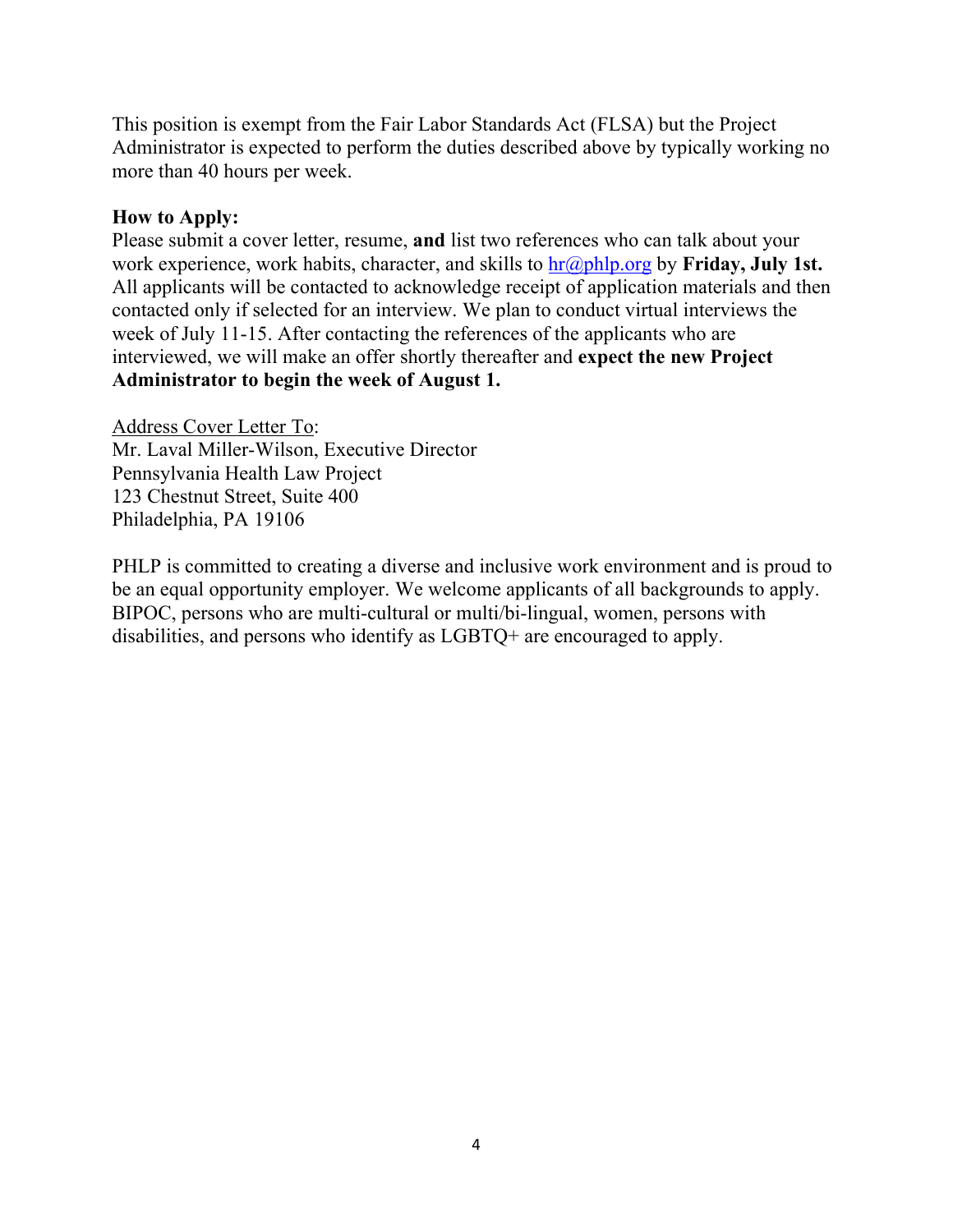This position is exempt from the Fair Labor Standards Act (FLSA) but the Project Administrator is expected to perform the duties described above by typically working no more than 40 hours per week.

**How to Apply:**
Please submit a cover letter, resume, **and** list two references who can talk about your work experience, work habits, character, and skills to hr@phlp.org by **Friday, July 1st.** All applicants will be contacted to acknowledge receipt of application materials and then contacted only if selected for an interview. We plan to conduct virtual interviews the week of July 11-15. After contacting the references of the applicants who are interviewed, we will make an offer shortly thereafter and **expect the new Project Administrator to begin the week of August 1.**

Address Cover Letter To:
Mr. Laval Miller-Wilson, Executive Director
Pennsylvania Health Law Project
123 Chestnut Street, Suite 400
Philadelphia, PA 19106

PHLP is committed to creating a diverse and inclusive work environment and is proud to be an equal opportunity employer. We welcome applicants of all backgrounds to apply. BIPOC, persons who are multi-cultural or multi/bi-lingual, women, persons with disabilities, and persons who identify as LGBTQ+ are encouraged to apply.